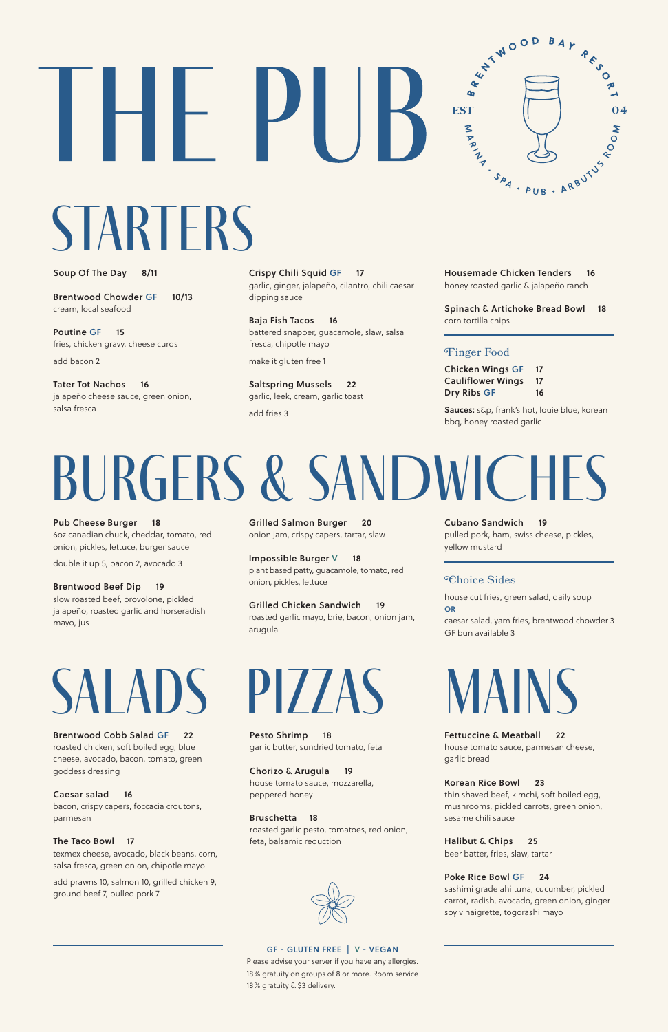# THE PUB

BRENTWOOD BAY RESORT · EST 04 · MARINA · SPA · PUB · ARBUTUS ROOM

## STARTERS

**Soup Of The Day** 8/11

**Brentwood Chowder GF** 10/13
cream, local seafood

**Poutine GF** 15
fries, chicken gravy, cheese curds

add bacon 2

**Tater Tot Nachos** 16
jalapeño cheese sauce, green onion, salsa fresca

**Crispy Chili Squid GF** 17
garlic, ginger, jalapeño, cilantro, chili caesar dipping sauce

**Baja Fish Tacos** 16
battered snapper, guacamole, slaw, salsa fresca, chipotle mayo

make it gluten free 1

**Saltspring Mussels** 22
garlic, leek, cream, garlic toast

add fries 3

**Housemade Chicken Tenders** 16
honey roasted garlic & jalapeño ranch

**Spinach & Artichoke Bread Bowl** 18
corn tortilla chips

### Finger Food

**Chicken Wings GF** 17
**Cauliflower Wings** 17
**Dry Ribs GF** 16

**Sauces:** s&p, frank's hot, louie blue, korean bbq, honey roasted garlic

## BURGERS & SANDWICHES

**Pub Cheese Burger** 18
6oz canadian chuck, cheddar, tomato, red onion, pickles, lettuce, burger sauce

double it up 5, bacon 2, avocado 3

**Brentwood Beef Dip** 19
slow roasted beef, provolone, pickled jalapeño, roasted garlic and horseradish mayo, jus

**Grilled Salmon Burger** 20
onion jam, crispy capers, tartar, slaw

**Impossible Burger V** 18
plant based patty, guacamole, tomato, red onion, pickles, lettuce

**Grilled Chicken Sandwich** 19
roasted garlic mayo, brie, bacon, onion jam, arugula

**Cubano Sandwich** 19
pulled pork, ham, swiss cheese, pickles, yellow mustard

### Choice Sides

house cut fries, green salad, daily soup
**OR**
caesar salad, yam fries, brentwood chowder 3
GF bun available 3

## SALADS

**Brentwood Cobb Salad GF** 22
roasted chicken, soft boiled egg, blue cheese, avocado, bacon, tomato, green goddess dressing

**Caesar salad** 16
bacon, crispy capers, foccacia croutons, parmesan

**The Taco Bowl** 17
texmex cheese, avocado, black beans, corn, salsa fresca, green onion, chipotle mayo

add prawns 10, salmon 10, grilled chicken 9, ground beef 7, pulled pork 7

## PIZZAS

**Pesto Shrimp** 18
garlic butter, sundried tomato, feta

**Chorizo & Arugula** 19
house tomato sauce, mozzarella, peppered honey

**Bruschetta** 18
roasted garlic pesto, tomatoes, red onion, feta, balsamic reduction

## MAINS

**Fettuccine & Meatball** 22
house tomato sauce, parmesan cheese, garlic bread

**Korean Rice Bowl** 23
thin shaved beef, kimchi, soft boiled egg, mushrooms, pickled carrots, green onion, sesame chili sauce

**Halibut & Chips** 25
beer batter, fries, slaw, tartar

**Poke Rice Bowl GF** 24
sashimi grade ahi tuna, cucumber, pickled carrot, radish, avocado, green onion, ginger soy vinaigrette, togorashi mayo

**GF - GLUTEN FREE | V - VEGAN**

Please advise your server if you have any allergies.
18% gratuity on groups of 8 or more. Room service 18% gratuity & $3 delivery.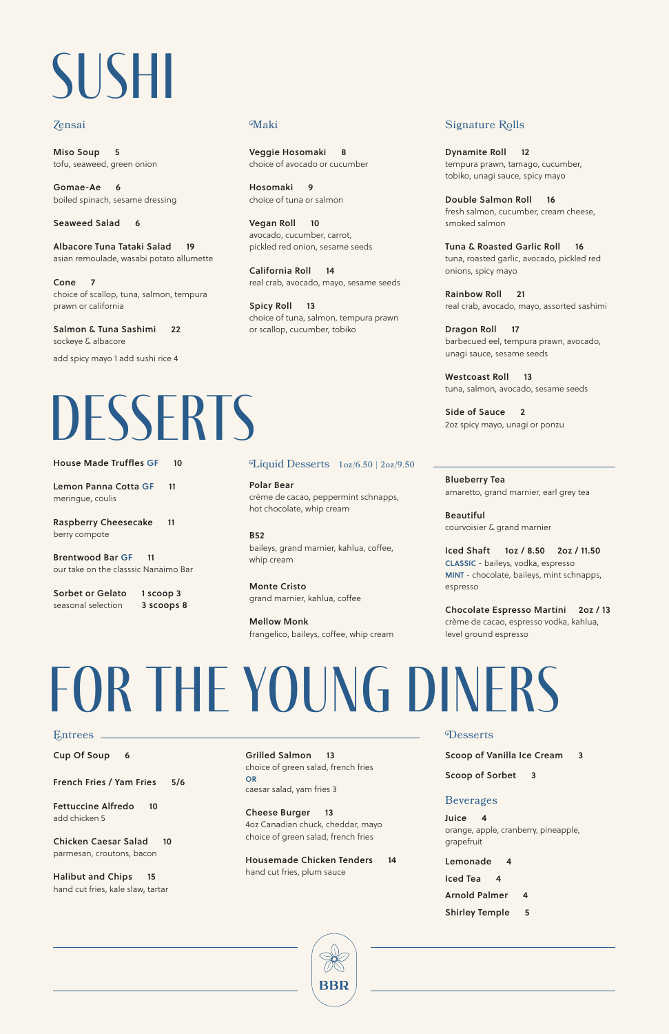# SUSHI

## Zensai

**Miso Soup** 5
tofu, seaweed, green onion

**Gomae-Ae** 6
boiled spinach, sesame dressing

**Seaweed Salad** 6

**Albacore Tuna Tataki Salad** 19
asian remoulade, wasabi potato allumette

**Cone** 7
choice of scallop, tuna, salmon, tempura prawn or california

**Salmon & Tuna Sashimi** 22
sockeye & albacore

add spicy mayo 1 add sushi rice 4

## Maki

**Veggie Hosomaki** 8
choice of avocado or cucumber

**Hosomaki** 9
choice of tuna or salmon

**Vegan Roll** 10
avocado, cucumber, carrot, pickled red onion, sesame seeds

**California Roll** 14
real crab, avocado, mayo, sesame seeds

**Spicy Roll** 13
choice of tuna, salmon, tempura prawn or scallop, cucumber, tobiko

## Signature Rolls

**Dynamite Roll** 12
tempura prawn, tamago, cucumber, tobiko, unagi sauce, spicy mayo

**Double Salmon Roll** 16
fresh salmon, cucumber, cream cheese, smoked salmon

**Tuna & Roasted Garlic Roll** 16
tuna, roasted garlic, avocado, pickled red onions, spicy mayo

**Rainbow Roll** 21
real crab, avocado, mayo, assorted sashimi

**Dragon Roll** 17
barbecued eel, tempura prawn, avocado, unagi sauce, sesame seeds

**Westcoast Roll** 13
tuna, salmon, avocado, sesame seeds

**Side of Sauce** 2
2oz spicy mayo, unagi or ponzu

# DESSERTS

**House Made Truffles** GF 10

**Lemon Panna Cotta** GF 11
meringue, coulis

**Raspberry Cheesecake** 11
berry compote

**Brentwood Bar** GF 11
our take on the classsic Nanaimo Bar

**Sorbet or Gelato** 1 scoop 3 / 3 scoops 8
seasonal selection

## Liquid Desserts 1oz/6.50 | 2oz/9.50

**Polar Bear**
crème de cacao, peppermint schnapps, hot chocolate, whip cream

**B52**
baileys, grand marnier, kahlua, coffee, whip cream

**Monte Cristo**
grand marnier, kahlua, coffee

**Mellow Monk**
frangelico, baileys, coffee, whip cream

**Blueberry Tea**
amaretto, grand marnier, earl grey tea

**Beautiful**
courvoisier & grand marnier

**Iced Shaft** 1oz / 8.50 2oz / 11.50
CLASSIC - baileys, vodka, espresso
MINT - chocolate, baileys, mint schnapps, espresso

**Chocolate Espresso Martini** 2oz / 13
crème de cacao, espresso vodka, kahlua, level ground espresso

# FOR THE YOUNG DINERS

## Entrees

**Cup Of Soup** 6

**French Fries / Yam Fries** 5/6

**Fettuccine Alfredo** 10
add chicken 5

**Chicken Caesar Salad** 10
parmesan, croutons, bacon

**Halibut and Chips** 15
hand cut fries, kale slaw, tartar

**Grilled Salmon** 13
choice of green salad, french fries
OR
caesar salad, yam fries 3

**Cheese Burger** 13
4oz Canadian chuck, cheddar, mayo
choice of green salad, french fries

**Housemade Chicken Tenders** 14
hand cut fries, plum sauce

## Desserts

**Scoop of Vanilla Ice Cream** 3

**Scoop of Sorbet** 3

## Beverages

**Juice** 4
orange, apple, cranberry, pineapple, grapefruit

**Lemonade** 4

**Iced Tea** 4

**Arnold Palmer** 4

**Shirley Temple** 5

BBR